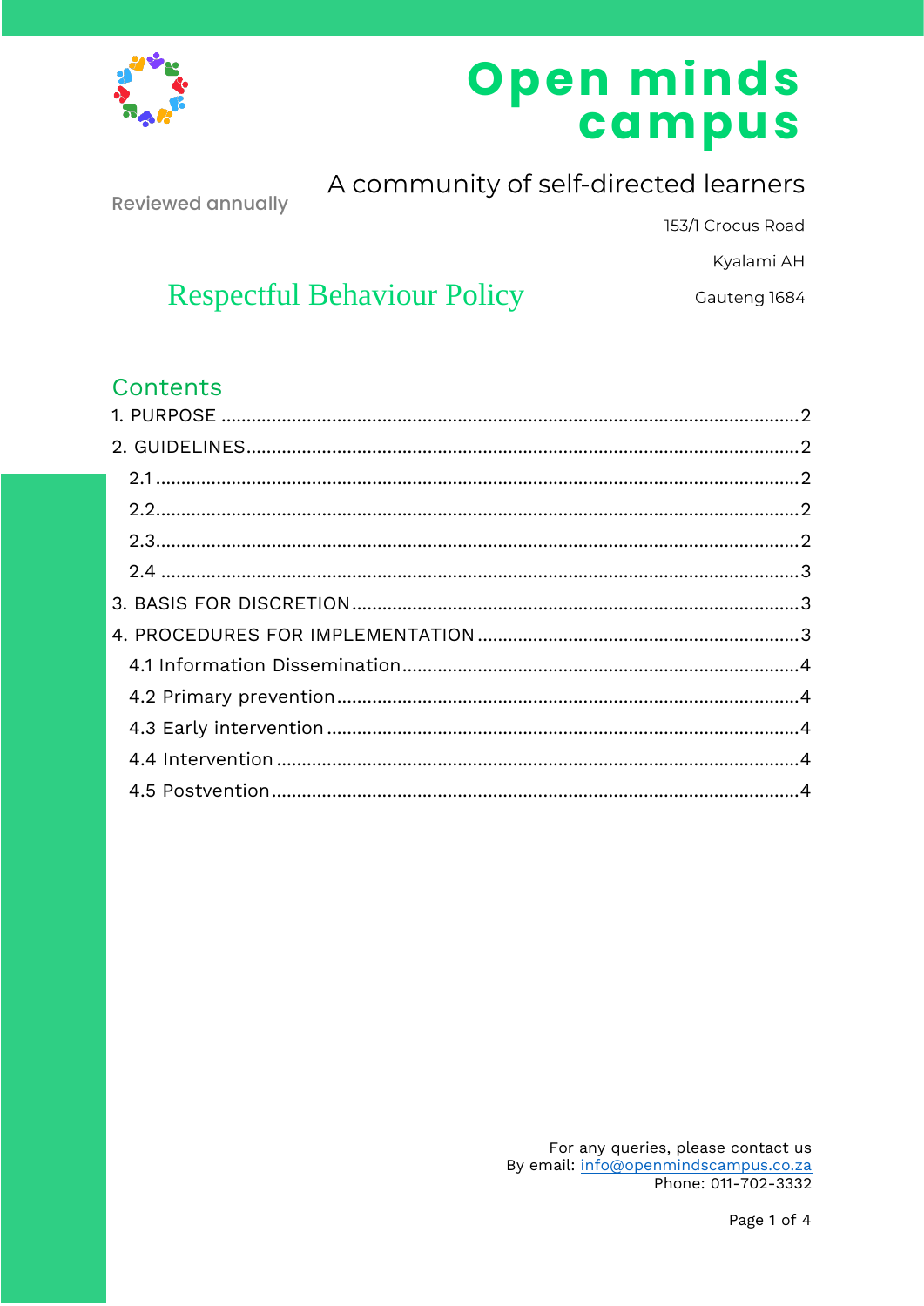# Open minds campus

A community of self-directed learners

Reviewed annually

153/1 Crocus Road

Kyalami AH

Gauteng 1684

## Respectful Behaviour Policy

### Contents

1. PURPOSE ........................................ 2
2. GUIDELINES ........................................ 2
   - 2.1 ........................................ 2
   - 2.2 ........................................ 2
   - 2.3 ........................................ 2
   - 2.4 ........................................ 3
3. BASIS FOR DISCRETION ........................................ 3
4. PROCEDURES FOR IMPLEMENTATION ........................................ 3
   - 4.1 Information Dissemination ........................................ 4
   - 4.2 Primary prevention ........................................ 4
   - 4.3 Early intervention ........................................ 4
   - 4.4 Intervention ........................................ 4
   - 4.5 Postvention ........................................ 4

For any queries, please contact us
By email: info@openmindscampus.co.za
Phone: 011-702-3332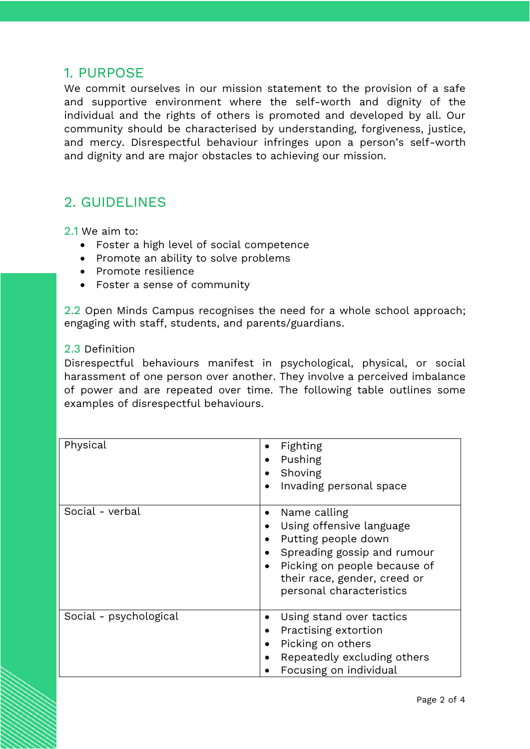## 1. PURPOSE

We commit ourselves in our mission statement to the provision of a safe and supportive environment where the self-worth and dignity of the individual and the rights of others is promoted and developed by all. Our community should be characterised by understanding, forgiveness, justice, and mercy. Disrespectful behaviour infringes upon a person's self-worth and dignity and are major obstacles to achieving our mission.

## 2. GUIDELINES

2.1 We aim to:

- Foster a high level of social competence
- Promote an ability to solve problems
- Promote resilience
- Foster a sense of community

2.2 Open Minds Campus recognises the need for a whole school approach; engaging with staff, students, and parents/guardians.

2.3 Definition

Disrespectful behaviours manifest in psychological, physical, or social harassment of one person over another. They involve a perceived imbalance of power and are repeated over time. The following table outlines some examples of disrespectful behaviours.

| | |
|---|---|
| Physical | • Fighting<br>• Pushing<br>• Shoving<br>• Invading personal space |
| Social - verbal | • Name calling<br>• Using offensive language<br>• Putting people down<br>• Spreading gossip and rumour<br>• Picking on people because of their race, gender, creed or personal characteristics |
| Social - psychological | • Using stand over tactics<br>• Practising extortion<br>• Picking on others<br>• Repeatedly excluding others<br>• Focusing on individual |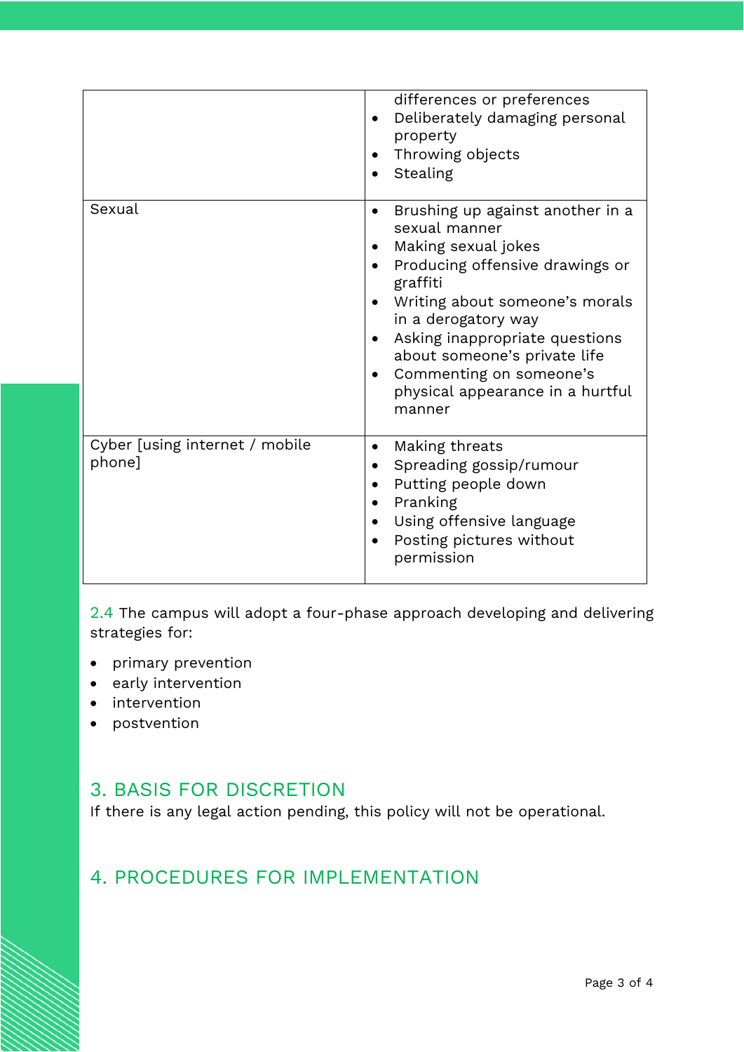| | |
|---|---|
| | differences or preferences<br>• Deliberately damaging personal property<br>• Throwing objects<br>• Stealing |
| Sexual | • Brushing up against another in a sexual manner<br>• Making sexual jokes<br>• Producing offensive drawings or graffiti<br>• Writing about someone's morals in a derogatory way<br>• Asking inappropriate questions about someone's private life<br>• Commenting on someone's physical appearance in a hurtful manner |
| Cyber [using internet / mobile phone] | • Making threats<br>• Spreading gossip/rumour<br>• Putting people down<br>• Pranking<br>• Using offensive language<br>• Posting pictures without permission |

2.4 The campus will adopt a four-phase approach developing and delivering strategies for:

- primary prevention
- early intervention
- intervention
- postvention

## 3. BASIS FOR DISCRETION

If there is any legal action pending, this policy will not be operational.

## 4. PROCEDURES FOR IMPLEMENTATION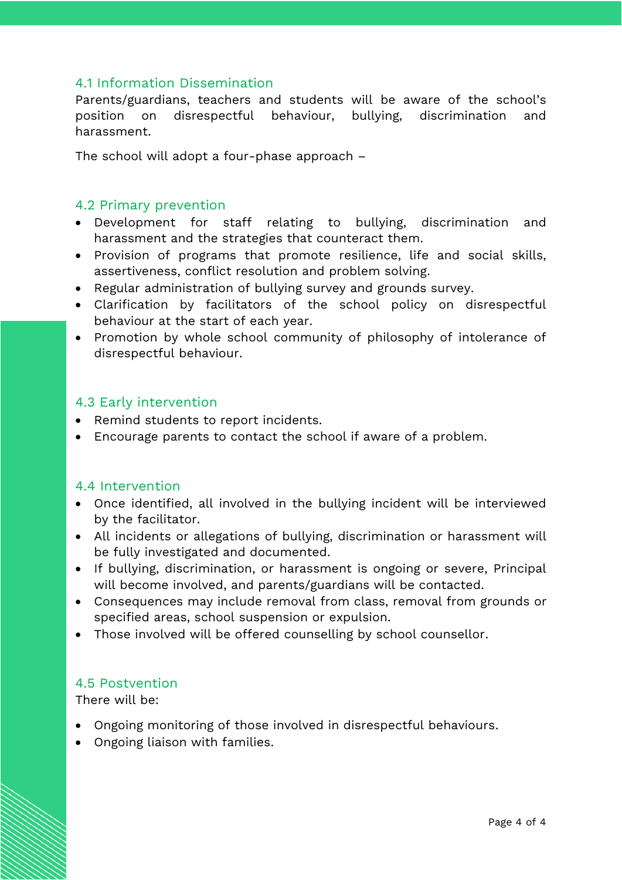### 4.1 Information Dissemination

Parents/guardians, teachers and students will be aware of the school's position on disrespectful behaviour, bullying, discrimination and harassment.

The school will adopt a four-phase approach –

### 4.2 Primary prevention

- Development for staff relating to bullying, discrimination and harassment and the strategies that counteract them.
- Provision of programs that promote resilience, life and social skills, assertiveness, conflict resolution and problem solving.
- Regular administration of bullying survey and grounds survey.
- Clarification by facilitators of the school policy on disrespectful behaviour at the start of each year.
- Promotion by whole school community of philosophy of intolerance of disrespectful behaviour.

### 4.3 Early intervention

- Remind students to report incidents.
- Encourage parents to contact the school if aware of a problem.

### 4.4 Intervention

- Once identified, all involved in the bullying incident will be interviewed by the facilitator.
- All incidents or allegations of bullying, discrimination or harassment will be fully investigated and documented.
- If bullying, discrimination, or harassment is ongoing or severe, Principal will become involved, and parents/guardians will be contacted.
- Consequences may include removal from class, removal from grounds or specified areas, school suspension or expulsion.
- Those involved will be offered counselling by school counsellor.

### 4.5 Postvention

There will be:

- Ongoing monitoring of those involved in disrespectful behaviours.
- Ongoing liaison with families.